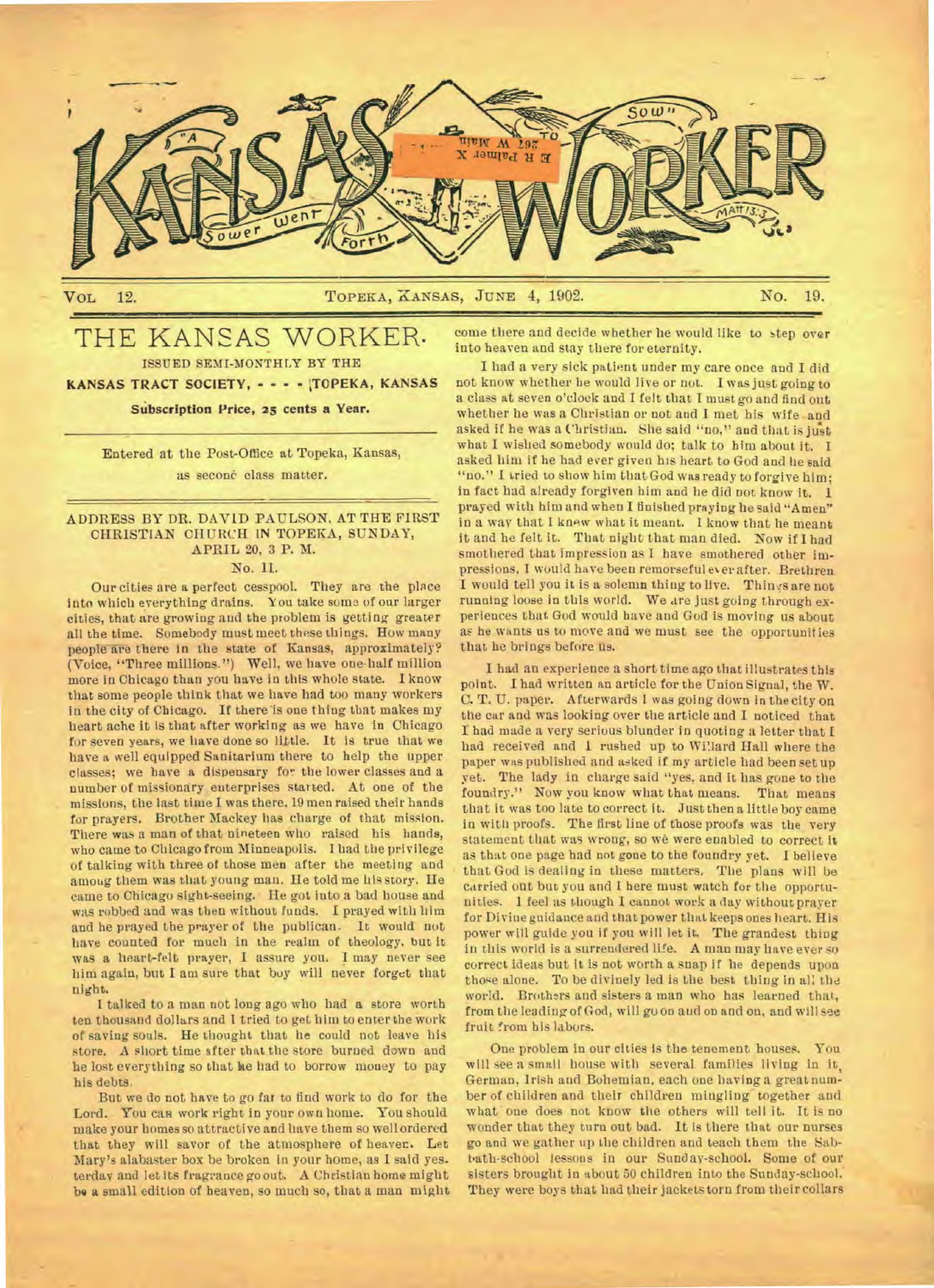# KANSAS WORKER

VOL 12. TOPEKA, KANSAS, JUNE 4, 1902. NO. 19.

## THE KANSAS WORKER.

ISSUED SEMI-MONTHLY BY THE

**KANSAS TRACT SOCIETY, - - - - TOPEKA, KANSAS**

**Subscription Price, 25 cents a Year.**

Entered at the Post-Office at Topeka, Kansas, as second class matter.

### ADDRESS BY DR. DAVID PAULSON, AT THE FIRST CHRISTIAN CHURCH IN TOPEKA, SUNDAY, APRIL 20, 3 P. M.

No. II.

Our cities are a perfect cesspool. They are the place into which everything drains. You take some of our larger cities, that are growing and the problem is getting greater all the time. Somebody must meet these things. How many people are there in the state of Kansas, approximately? (Voice, "Three millions.") Well, we have one-half million more in Chicago than you have in this whole state. I know that some people think that we have had too many workers in the city of Chicago. If there is one thing that makes my heart ache it is that after working as we have in Chicago for seven years, we have done so little. It is true that we have a well equipped Sanitarium there to help the upper classes; we have a dispensary for the lower classes and a number of missionary enterprises started. At one of the missions, the last time I was there, 19 men raised their hands for prayers. Brother Mackey has charge of that mission. There was a man of that nineteen who raised his hands, who came to Chicago from Minneapolis. I had the privilege of talking with three of those men after the meeting and among them was that young man. He told me his story. He came to Chicago sight-seeing. He got into a bad house and was robbed and was then without funds. I prayed with him and he prayed the prayer of the publican. It would not have counted for much in the realm of theology, but it was a heart-felt prayer, I assure you. I may never see him again, but I am sure that boy will never forget that night.

I talked to a man not long ago who had a store worth ten thousand dollars and I tried to get him to enter the work of saving souls. He thought that he could not leave his store. A short time after that the store burned down and he lost everything so that he had to borrow money to pay his debts.

But we do not have to go far to find work to do for the Lord. You can work right in your own home. You should make your homes so attractive and have them so well ordered that they will savor of the atmosphere of heaven. Let Mary's alabaster box be broken in your home, as I said yesterday and let its fragrance go out. A Christian home might be a small edition of heaven, so much so, that a man might come there and decide whether he would like to step over into heaven and stay there for eternity.

I had a very sick patient under my care once and I did not know whether he would live or not. I was just going to a class at seven o'clock and I felt that I must go and find out whether he was a Christian or not and I met his wife and asked if he was a Christian. She said "no," and that is just what I wished somebody would do; talk to him about it. I asked him if he had ever given his heart to God and he said "no." I tried to show him that God was ready to forgive him; in fact had already forgiven him and he did not know it. I prayed with him and when I finished praying he said "Amen" in a way that I knew what it meant. I know that he meant it and he felt it. That night that man died. Now if I had smothered that impression as I have smothered other impressions, I would have been remorseful ever after. Brethren I would tell you it is a solemn thing to live. Things are not running loose in this world. We are just going through experiences that God would have and God is moving us about as he wants us to move and we must see the opportunities that he brings before us.

I had an experience a short time ago that illustrates this point. I had written an article for the Union Signal, the W. C. T. U. paper. Afterwards I was going down in the city on the car and was looking over the article and I noticed that I had made a very serious blunder in quoting a letter that I had received and I rushed up to Willard Hall where the paper was published and asked if my article had been set up yet. The lady in charge said "yes, and it has gone to the foundry." Now you know what that means. That means that it was too late to correct it. Just then a little boy came in with proofs. The first line of those proofs was the very statement that was wrong, so we were enabled to correct it as that one page had not gone to the foundry yet. I believe that God is dealing in these matters. The plans will be carried out but you and I here must watch for the opportunities. I feel as though I cannot work a day without prayer for Divine guidance and that power that keeps ones heart. His power will guide you if you will let it. The grandest thing in this world is a surrendered life. A man may have ever so correct ideas but it is not worth a snap if he depends upon those alone. To be divinely led is the best thing in all the world. Brothers and sisters a man who has learned that, from the leading of God, will go on and on and on, and will see fruit from his labors.

One problem in our cities is the tenement houses. You will see a small house with several families living in it, German, Irish and Bohemian, each one having a great number of children and their children mingling together and what one does not know the others will tell it. It is no wonder that they turn out bad. It is there that our nurses go and we gather up the children and teach them the Sabbath-school lessons in our Sunday-school. Some of our sisters brought in about 50 children into the Sunday-school. They were boys that had their jackets torn from their collars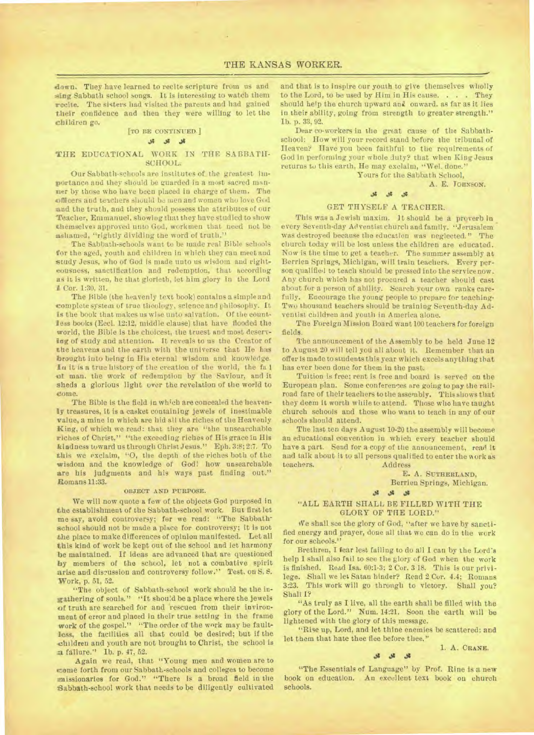down. They have learned to recite scripture from us and sing Sabbath school songs. It is interesting to watch them recite. The sisters had visited the parents and had gained their confidence and then they were willing to let the children go.

[TO BE CONTINUED.]

## THE EDUCATIONAL WORK IN THE SABBATH-SCHOOL.

Our Sabbath-schools are institutes of the greatest importance and they should be guarded in a most sacred manner by those who have been placed in charge of them. The officers and teachers should be men and women who love God and the truth, and they should possess the attributes of our Teacher, Emmanuel, showing that they have studied to show themselves approved unto God, workmen that need not be ashamed, "rightly dividing the word of truth."

The Sabbath-schools want to be made real Bible schools for the aged, youth and children in which they can meet and study Jesus, who of God is made unto us wisdom and righteousness, sanctification and redemption, that according as it is written, he that glorieth, let him glory in the Lord 1 Cor. 1:30, 31.

The Bible (the heavenly text book) contains a simple and complete system of true theology, science and philosophy. It is the book that makes us wise unto salvation. Of the countless books (Eccl. 12:12, middle clause) that have flooded the world, the Bible is the choicest, the truest and most deserving of study and attention. It reveals to us the Creator of the heavens and the earth with the universe that He has brought into being in His eternal wisdom and knowledge. In it is a true history of the creation of the world, the fall of man, the work of redemption by the Saviour, and it sheds a glorious light over the revelation of the world to come.

The Bible is the field in which are concealed the heavenly treasures, it is a casket containing jewels of inestimable value, a mine in which are hid all the riches of the Heavenly King, of which we read: that they are "the unsearchable riches of Christ," "the exceeding riches of His grace in His kindness toward us through Christ Jesus." Eph. 3:8; 2:7. To this we exclaim, "O, the depth of the riches both of the wisdom and the knowledge of God! how unsearchable are his judgments and his ways past finding out." Romans 11:33.

### OBJECT AND PURPOSE.

We will now quote a few of the objects God purposed in the establishment of the Sabbath-school work. But first let me say, avoid controversy; for we read: "The Sabbath-school should not be made a place for controversy; it is not the place to make differences of opinion manifested. Let all this kind of work be kept out of the school and let harmony be maintained. If ideas are advanced that are questioned by members of the school, let not a combative spirit arise and discussion and controversy follow." Test. on S. S. Work, p. 51, 52.

"The object of Sabbath-school work should be the ingathering of souls." "It should be a place where the jewels of truth are searched for and rescued from their environment of error and placed in their true setting in the frame work of the gospel." "The order of the work may be faultless, the facilities all that could be desired; but if the children and youth are not brought to Christ, the school is a failure." Ib. p. 47, 52.

Again we read, that "Young men and women are to come forth from our Sabbath-schools and colleges to become missionaries for God." "There is a broad field in the Sabbath-school work that needs to be diligently cultivated and that is to inspire our youth to give themselves wholly to the Lord, to be used by Him in His cause. . . . They should help the church upward and onward. as far as it lies in their ability, going from strength to greater strength." Ib. p. 33, 92.

Dear co-workers in the great cause of the Sabbath-school: How will your record stand before the tribunal of Heaven? Have you been faithful to the requirements of God in performing your whole duty? that when King Jesus returns to this earth, He may exclaim, "Wel. done."

Yours for the Sabbath School,

A. E. JOHNSON.

## GET THYSELF A TEACHER.

This was a Jewish maxim. It should be a proverb in every Seventh-day Adventist church and family. "Jerusalem was destroyed because the education was neglected." The church today will be lost unless the children are educated. Now is the time to get a teacher. The summer assembly at Berrien Springs, Michigan, will train teachers. Every person qualified to teach should be pressed into the service now. Any church which has not procured a teacher should cast about for a person of ability. Search your own ranks carefully. Encourage the young people to prepare for teaching. Two thousand teachers should be training Seventh-day Adventist children and youth in America alone.

The Foreign Mission Board want 100 teachers for foreign fields.

The announcement of the Assembly to be held June 12 to August 20 will tell you all about it. Remember that an offer is made to students this year which excels anything that has ever been done for them in the past.

Tuition is free; rent is free and board is served on the European plan. Some conferences are going to pay the railroad fare of their teachers to the assembly. This shows that they deem it worth while to attend. Those who have taught church schools and those who want to teach in any of our schools should attend.

The last ten days August 10-20 the assembly will become an educational convention in which every teacher should have a part. Send for a copy of the announcement, read it and talk about it to all persons qualified to enter the work as teachers. Address

E. A. SUTHERLAND,
Berrien Springs, Michigan.

## "ALL EARTH SHALL BE FILLED WITH THE GLORY OF THE LORD."

We shall see the glory of God, "after we have by sanctified energy and prayer, done all that we can do in the work for our schools."

Brethren, I fear lest failing to do all I can by the Lord's help I shall also fail to see the glory of God when the work is finished. Read Isa. 60:1-3; 2 Cor. 3 18. This is our privilege. Shall we let Satan hinder? Read 2 Cor. 4.4; Romans 3:23. This work will go through to victory. Shall you? Shall I?

"As truly as I live, all the earth shall be filled with the glory of the Lord." Num. 14:21. Soon the earth will be lightened with the glory of this message.

"Rise up, Lord, and let thine enemies be scattered; and let them that hate thee flee before thee."

I. A. CRANE.

"The Essentials of Language" by Prof. Rine is a new book on education. An excellent text book on church schools.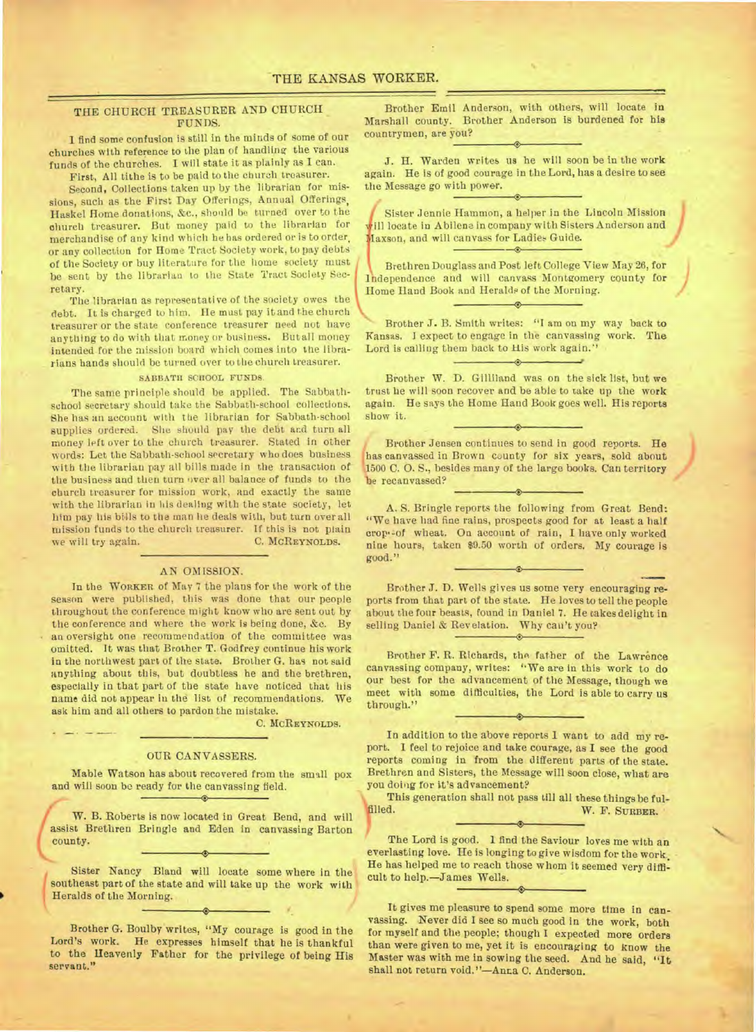## THE CHURCH TREASURER AND CHURCH FUNDS.

I find some confusion is still in the minds of some of our churches with reference to the plan of handling the various funds of the churches. I will state it as plainly as I can.

First, All tithe is to be paid to the church treasurer.

Second, Collections taken up by the librarian for missions, such as the First Day Offerings, Annual Offerings, Haskel Home donations, &c., should be turned over to the church treasurer. But money paid to the librarian for merchandise of any kind which he has ordered or is to order, or any collection for Home Tract Society work, to pay debts of the Society or buy literature for the home society must be sent by the librarian to the State Tract Society Secretary.

The librarian as representative of the society owes the debt. It is charged to him. He must pay it and the church treasurer or the state conference treasurer need not have anything to do with that money or business. But all money intended for the mission board which comes into the librarians hands should be turned over to the church treasurer.

### SABBATH SCHOOL FUNDS.

The same principle should be applied. The Sabbath-school secretary should take the Sabbath-school collections. She has an account with the librarian for Sabbath-school supplies ordered. She should pay the debt and turn all money left over to the church treasurer. Stated in other words: Let the Sabbath-school secretary who does business with the librarian pay all bills made in the transaction of the business and then turn over all balance of funds to the church treasurer for mission work, and exactly the same with the librarian in his dealing with the state society, let him pay his bills to the man he deals with, but turn over all mission funds to the church treasurer. If this is not plain we will try again.

C. McREYNOLDS.

## AN OMISSION.

In the WORKER of May 7 the plans for the work of the season were published, this was done that our people throughout the conference might know who are sent out by the conference and where the work is being done, &c. By an oversight one recommendation of the committee was omitted. It was that Brother T. Godfrey continue his work in the northwest part of the state. Brother G. has not said anything about this, but doubtless he and the brethren, especially in that part of the state have noticed that his name did not appear in the list of recommendations. We ask him and all others to pardon the mistake.

C. McREYNOLDS.

## OUR CANVASSERS.

Mable Watson has about recovered from the small pox and will soon be ready for the canvassing field.

W. B. Roberts is now located in Great Bend, and will assist Brethren Bringle and Eden in canvassing Barton county.

Sister Nancy Bland will locate some where in the southeast part of the state and will take up the work with Heralds of the Morning.

Brother G. Boulby writes, "My courage is good in the Lord's work. He expresses himself that he is thankful to the Heavenly Father for the privilege of being His servant."

Brother Emil Anderson, with others, will locate in Marshall county. Brother Anderson is burdened for his countrymen, are you?

J. H. Warden writes us he will soon be in the work again. He is of good courage in the Lord, has a desire to see the Message go with power.

Sister Jennie Hammon, a helper in the Lincoln Mission will locate in Abilene in company with Sisters Anderson and Maxson, and will canvass for Ladies Guide.

Brethren Douglass and Post left College View May 26, for Independence and will canvass Montgomery county for Home Hand Book and Heralds of the Morning.

Brother J. B. Smith writes: "I am on my way back to Kansas. I expect to engage in the canvassing work. The Lord is calling them back to His work again."

Brother W. D. Gilliland was on the sick list, but we trust he will soon recover and be able to take up the work again. He says the Home Hand Book goes well. His reports show it.

Brother Jensen continues to send in good reports. He has canvassed in Brown county for six years, sold about 1500 C. O. S., besides many of the large books. Can territory be recanvassed?

A. S. Bringle reports the following from Great Bend: "We have had fine rains, prospects good for at least a half crop of wheat. On account of rain, I have only worked nine hours, taken $9.50 worth of orders. My courage is good."

Brother J. D. Wells gives us some very encouraging reports from that part of the state. He loves to tell the people about the four beasts, found in Daniel 7. He takes delight in selling Daniel & Revelation. Why can't you?

Brother F. R. Richards, the father of the Lawrence canvassing company, writes: "We are in this work to do our best for the advancement of the Message, though we meet with some difficulties, the Lord is able to carry us through."

In addition to the above reports I want to add my report. I feel to rejoice and take courage, as I see the good reports coming in from the different parts of the state. Brethren and Sisters, the Message will soon close, what are you doing for it's advancement?

This generation shall not pass till all these things be fulfilled.

W. F. SURBER.

The Lord is good. I find the Saviour loves me with an everlasting love. He is longing to give wisdom for the work. He has helped me to reach those whom it seemed very difficult to help.—James Wells.

It gives me pleasure to spend some more time in canvassing. Never did I see so much good in the work, both for myself and the people; though I expected more orders than were given to me, yet it is encouraging to know the Master was with me in sowing the seed. And he said, "It shall not return void."—Anna C. Anderson.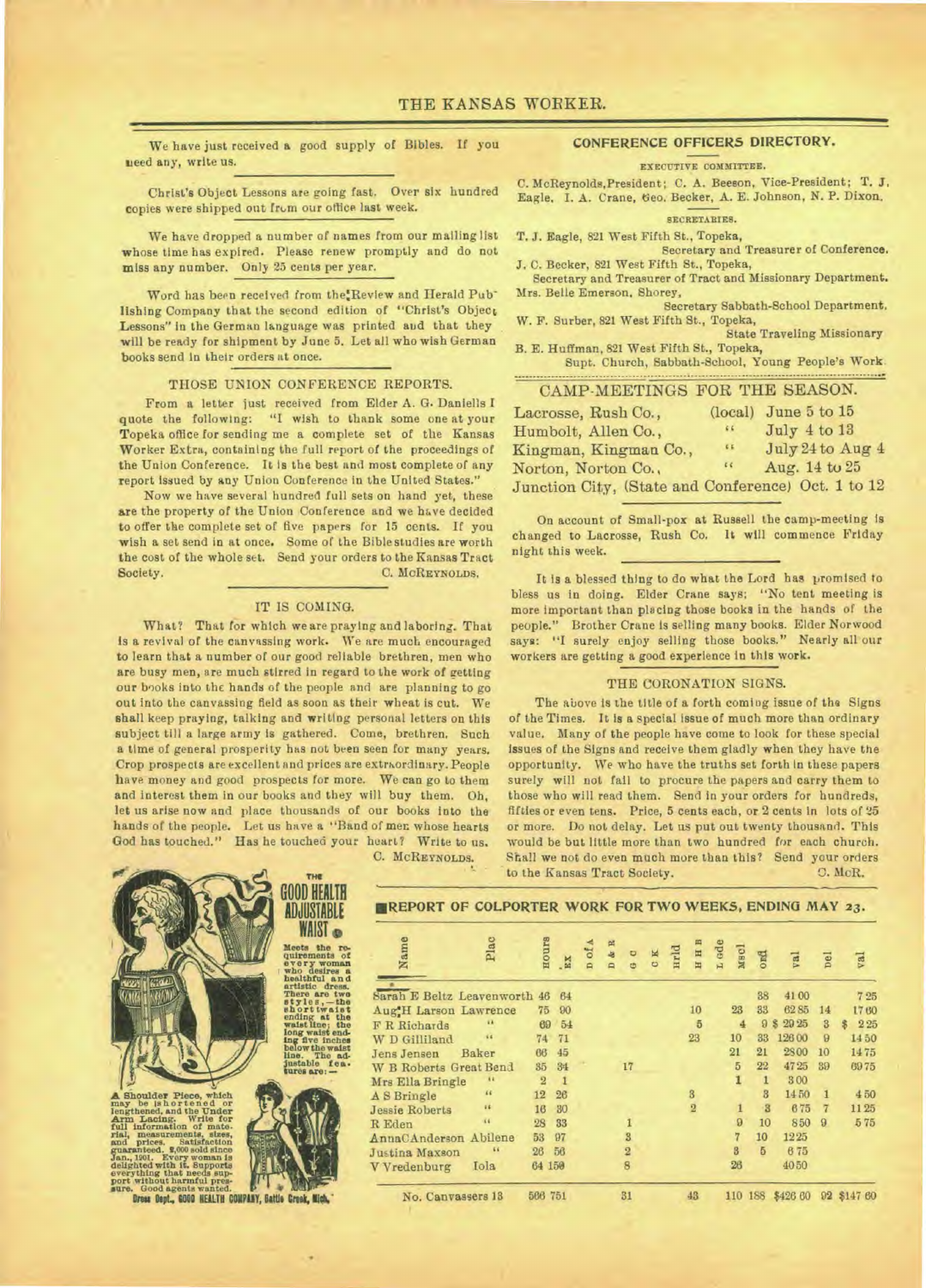We have just received a good supply of Bibles. If you need any, write us.

Christ's Object Lessons are going fast. Over six hundred copies were shipped out from our office last week.

We have dropped a number of names from our mailing list whose time has expired. Please renew promptly and do not miss any number. Only 25 cents per year.

Word has been received from the Review and Herald Publishing Company that the second edition of "Christ's Object Lessons" in the German language was printed and that they will be ready for shipment by June 5. Let all who wish German books send in their orders at once.

## THOSE UNION CONFERENCE REPORTS.

From a letter just received from Elder A. G. Daniells I quote the following: "I wish to thank some one at your Topeka office for sending me a complete set of the Kansas Worker Extra, containing the full report of the proceedings of the Union Conference. It is the best and most complete of any report issued by any Union Conference in the United States."

Now we have several hundred full sets on hand yet, these are the property of the Union Conference and we have decided to offer the complete set of five papers for 15 cents. If you wish a set send in at once. Some of the Bible studies are worth the cost of the whole set. Send your orders to the Kansas Tract Society.

C. McREYNOLDS.

## IT IS COMING.

What? That for which we are praying and laboring. That is a revival of the canvassing work. We are much encouraged to learn that a number of our good reliable brethren, men who are busy men, are much stirred in regard to the work of getting our books into the hands of the people and are planning to go out into the canvassing field as soon as their wheat is cut. We shall keep praying, talking and writing personal letters on this subject till a large army is gathered. Come, brethren. Such a time of general prosperity has not been seen for many years. Crop prospects are excellent and prices are extraordinary. People have money and good prospects for more. We can go to them and interest them in our books and they will buy them. Oh, let us arise now and place thousands of our books into the hands of the people. Let us have a "Band of men whose hearts God has touched." Has he touched your heart? Write to us.

C. McREYNOLDS.

## CONFERENCE OFFICERS DIRECTORY.

### EXECUTIVE COMMITTEE.

C. McReynolds, President; C. A. Beeson, Vice-President; T. J. Eagle, I. A. Crane, Geo. Becker, A. E. Johnson, N. P. Dixon.

### SECRETARIES.

T. J. Eagle, 821 West Fifth St., Topeka,
Secretary and Treasurer of Conference.

J. C. Becker, 821 West Fifth St., Topeka,
Secretary and Treasurer of Tract and Missionary Department.

Mrs. Belle Emerson, Shorey,
Secretary Sabbath-School Department.

W. F. Surber, 821 West Fifth St., Topeka,
State Traveling Missionary

B. E. Huffman, 821 West Fifth St., Topeka,
Supt. Church, Sabbath-School, Young People's Work.

## CAMP-MEETINGS FOR THE SEASON.

| | | |
|---|---|---|
| Lacrosse, Rush Co., | (local) | June 5 to 15 |
| Humbolt, Allen Co., | " | July 4 to 13 |
| Kingman, Kingman Co., | " | July 24 to Aug 4 |
| Norton, Norton Co., | " | Aug. 14 to 25 |
| Junction City, (State and Conference) | | Oct. 1 to 12 |

On account of Small-pox at Russell the camp-meeting is changed to Lacrosse, Rush Co. It will commence Friday night this week.

It is a blessed thing to do what the Lord has promised to bless us in doing. Elder Crane says; "No tent meeting is more important than placing those books in the hands of the people." Brother Crane is selling many books. Elder Norwood says: "I surely enjoy selling those books." Nearly all our workers are getting a good experience in this work.

## THE CORONATION SIGNS.

The above is the title of a forth coming issue of the Signs of the Times. It is a special issue of much more than ordinary value. Many of the people have come to look for these special issues of the Signs and receive them gladly when they have the opportunity. We who have the truths set forth in these papers surely will not fail to procure the papers and carry them to those who will read them. Send in your orders for hundreds, fifties or even tens. Price, 5 cents each, or 2 cents in lots of 25 or more. Do not delay. Let us put out twenty thousand. This would be but little more than two hundred for each church. Shall we not do even much more than this? Send your orders to the Kansas Tract Society.

C. McR.

THE GOOD HEALTH ADJUSTABLE WAIST

Meets the requirements of every woman who desires a healthful and artistic dress. There are two styles,—the short waist ending at the waist line; the long waist ending five inches below the waist line. The adjustable features are:—

A Shoulder Piece, which may be shortened or lengthened, and the Under Arm Lacing. Write for full information of material, measurements, sizes, and prices. Satisfaction guaranteed. 8,000 sold since Jan., 1901. Every woman is delighted with it. Supports everything that needs support without harmful pressure. Good agents wanted.

Dress Dept., GOOD HEALTH COMPANY, Battle Creek, Mich.

## REPORT OF COLPORTER WORK FOR TWO WEEKS, ENDING MAY 23.

| Name | Plac | Hours | Ex. | D of A | D & R | G C | C K | Hrld | H H B | L Gde | Msel | Ord | Val | Del | Val |
|---|---|---|---|---|---|---|---|---|---|---|---|---|---|---|---|
| Sarah E Beltz | Leavenworth | 46 | 64 | | | | | | | | | 38 | 41 00 | | 7 25 |
| Aug H Larson | Lawrence | 75 | 90 | | | | | 10 | | 23 | | 33 | 62 85 | 14 | 17 60 |
| F R Richards | " | 69 | 54 | | | | | 5 | | 4 | | 9 | $ 29 25 | 3 | $ 2 25 |
| W D Gilliland | " | 74 | 71 | | | | | 23 | | 10 | | 33 | 126 00 | 9 | 14 50 |
| Jens Jensen | Baker | 66 | 45 | | | | | | | 21 | | 21 | 28 00 | 10 | 14 75 |
| W B Roberts | Great Bend | 35 | 34 | | | 17 | | | | 5 | | 22 | 47 25 | 39 | 69 75 |
| Mrs Ella Bringle | " | 2 | 1 | | | | | | | 1 | | 1 | 3 00 | | |
| A S Bringle | " | 12 | 26 | | | | | 3 | | | | 3 | 14 50 | 1 | 4 50 |
| Jessie Roberts | " | 16 | 30 | | | | | 2 | | 1 | | 3 | 6 75 | 7 | 11 25 |
| R Eden | " | 28 | 33 | | | 1 | | | | 9 | | 10 | 8 50 | 9 | 5 75 |
| AnnaCAnderson | Abilene | 53 | 97 | | | 3 | | | | 7 | | 10 | 12 25 | | |
| Justina Maxson | " | 26 | 56 | | | 2 | | | | 3 | | 5 | 6 75 | | |
| V Vredenburg | Iola | 64 | 150 | | | 8 | | | | 26 | | | 40 50 | | |
| No. Canvassers 13 | | 566 | 751 | | | 31 | | 43 | | 110 | | 188 | $426 60 | 92 | $147 60 |